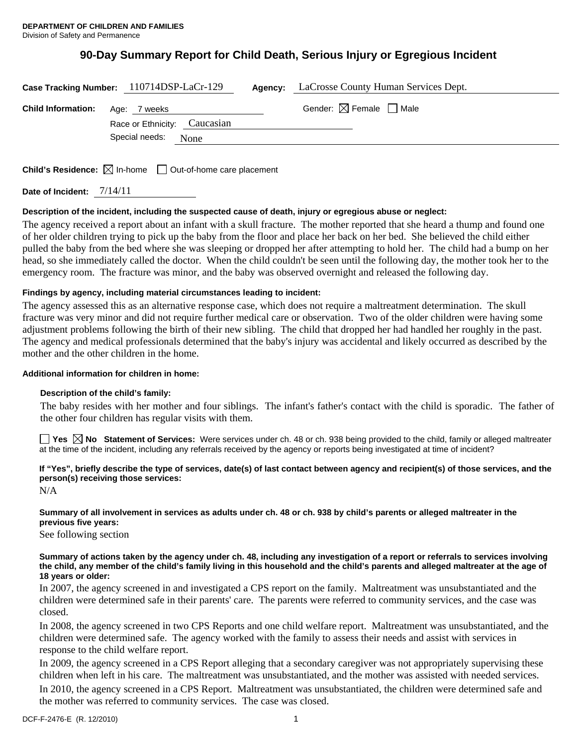**DEPARTMENT OF CHILDREN AND FAMILIES**
Division of Safety and Permanence

# 90-Day Summary Report for Child Death, Serious Injury or Egregious Incident

**Case Tracking Number:** 110714DSP-LaCr-129 **Agency:** LaCrosse County Human Services Dept.

**Child Information:** Age: 7 weeks Gender: ☒ Female ☐ Male

Race or Ethnicity: Caucasian

Special needs: None

**Child's Residence:** ☒ In-home ☐ Out-of-home care placement

**Date of Incident:** 7/14/11

**Description of the incident, including the suspected cause of death, injury or egregious abuse or neglect:**

The agency received a report about an infant with a skull fracture. The mother reported that she heard a thump and found one of her older children trying to pick up the baby from the floor and place her back on her bed. She believed the child either pulled the baby from the bed where she was sleeping or dropped her after attempting to hold her. The child had a bump on her head, so she immediately called the doctor. When the child couldn't be seen until the following day, the mother took her to the emergency room. The fracture was minor, and the baby was observed overnight and released the following day.

**Findings by agency, including material circumstances leading to incident:**

The agency assessed this as an alternative response case, which does not require a maltreatment determination. The skull fracture was very minor and did not require further medical care or observation. Two of the older children were having some adjustment problems following the birth of their new sibling. The child that dropped her had handled her roughly in the past. The agency and medical professionals determined that the baby's injury was accidental and likely occurred as described by the mother and the other children in the home.

**Additional information for children in home:**

**Description of the child's family:**

The baby resides with her mother and four siblings. The infant's father's contact with the child is sporadic. The father of the other four children has regular visits with them.

☐ Yes ☒ No **Statement of Services:** Were services under ch. 48 or ch. 938 being provided to the child, family or alleged maltreater at the time of the incident, including any referrals received by the agency or reports being investigated at time of incident?

**If "Yes", briefly describe the type of services, date(s) of last contact between agency and recipient(s) of those services, and the person(s) receiving those services:**

N/A

**Summary of all involvement in services as adults under ch. 48 or ch. 938 by child's parents or alleged maltreater in the previous five years:**

See following section

**Summary of actions taken by the agency under ch. 48, including any investigation of a report or referrals to services involving the child, any member of the child's family living in this household and the child's parents and alleged maltreater at the age of 18 years or older:**

In 2007, the agency screened in and investigated a CPS report on the family. Maltreatment was unsubstantiated and the children were determined safe in their parents' care. The parents were referred to community services, and the case was closed.

In 2008, the agency screened in two CPS Reports and one child welfare report. Maltreatment was unsubstantiated, and the children were determined safe. The agency worked with the family to assess their needs and assist with services in response to the child welfare report.

In 2009, the agency screened in a CPS Report alleging that a secondary caregiver was not appropriately supervising these children when left in his care. The maltreatment was unsubstantiated, and the mother was assisted with needed services.

In 2010, the agency screened in a CPS Report. Maltreatment was unsubstantiated, the children were determined safe and the mother was referred to community services. The case was closed.

DCF-F-2476-E (R. 12/2010)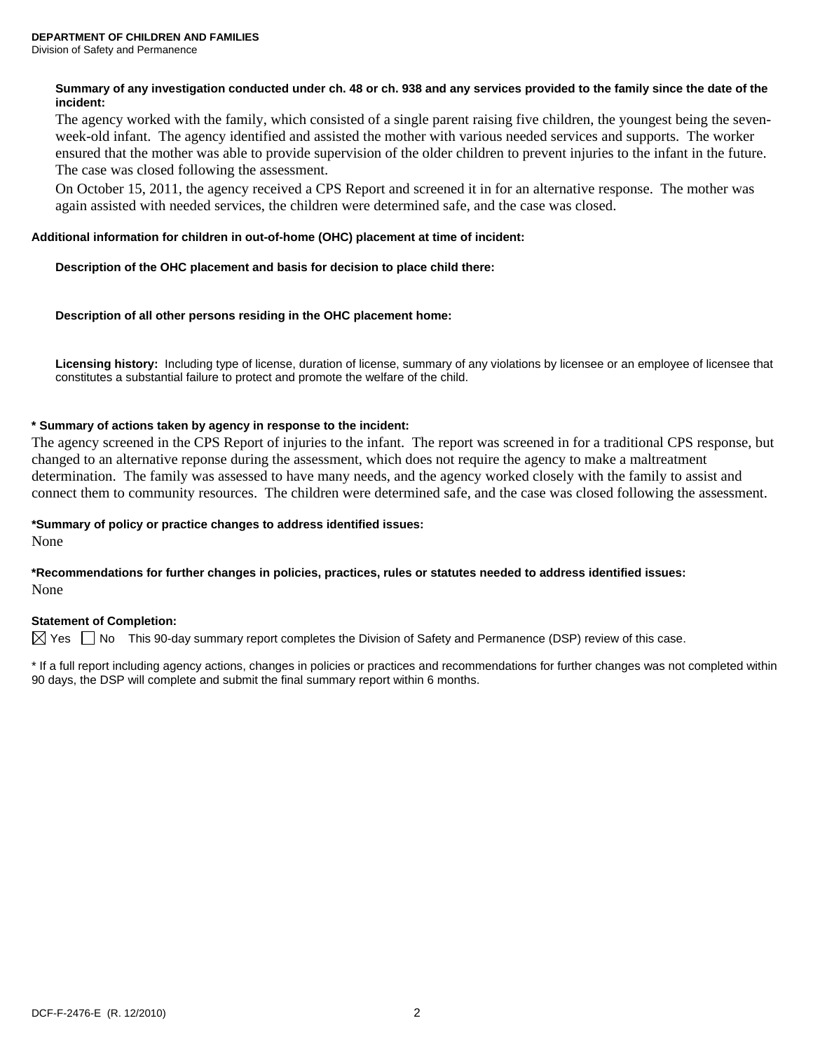**DEPARTMENT OF CHILDREN AND FAMILIES**
Division of Safety and Permanence

**Summary of any investigation conducted under ch. 48 or ch. 938 and any services provided to the family since the date of the incident:**

The agency worked with the family, which consisted of a single parent raising five children, the youngest being the seven-week-old infant. The agency identified and assisted the mother with various needed services and supports. The worker ensured that the mother was able to provide supervision of the older children to prevent injuries to the infant in the future. The case was closed following the assessment.

On October 15, 2011, the agency received a CPS Report and screened it in for an alternative response. The mother was again assisted with needed services, the children were determined safe, and the case was closed.

**Additional information for children in out-of-home (OHC) placement at time of incident:**

**Description of the OHC placement and basis for decision to place child there:**

**Description of all other persons residing in the OHC placement home:**

**Licensing history:** Including type of license, duration of license, summary of any violations by licensee or an employee of licensee that constitutes a substantial failure to protect and promote the welfare of the child.

**\* Summary of actions taken by agency in response to the incident:**

The agency screened in the CPS Report of injuries to the infant. The report was screened in for a traditional CPS response, but changed to an alternative reponse during the assessment, which does not require the agency to make a maltreatment determination. The family was assessed to have many needs, and the agency worked closely with the family to assist and connect them to community resources. The children were determined safe, and the case was closed following the assessment.

**\*Summary of policy or practice changes to address identified issues:**

None

**\*Recommendations for further changes in policies, practices, rules or statutes needed to address identified issues:**

None

**Statement of Completion:**

☒ Yes ☐ No This 90-day summary report completes the Division of Safety and Permanence (DSP) review of this case.

\* If a full report including agency actions, changes in policies or practices and recommendations for further changes was not completed within 90 days, the DSP will complete and submit the final summary report within 6 months.

DCF-F-2476-E (R. 12/2010)